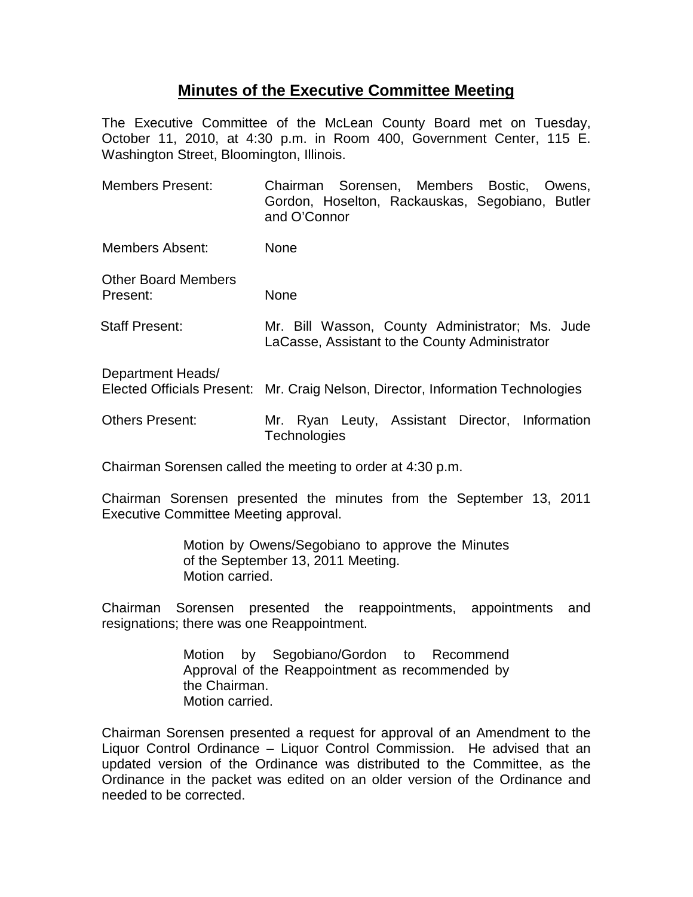# Minutes of the Executive Committee Meeting

The Executive Committee of the McLean County Board met on Tuesday, October 11, 2010, at 4:30 p.m. in Room 400, Government Center, 115 E. Washington Street, Bloomington, Illinois.

| | |
|---|---|
| Members Present: | Chairman Sorensen, Members Bostic, Owens, Gordon, Hoselton, Rackauskas, Segobiano, Butler and O'Connor |
| Members Absent: | None |
| Other Board Members Present: | None |
| Staff Present: | Mr. Bill Wasson, County Administrator; Ms. Jude LaCasse, Assistant to the County Administrator |
| Department Heads/ Elected Officials Present: | Mr. Craig Nelson, Director, Information Technologies |
| Others Present: | Mr. Ryan Leuty, Assistant Director, Information Technologies |

Chairman Sorensen called the meeting to order at 4:30 p.m.

Chairman Sorensen presented the minutes from the September 13, 2011 Executive Committee Meeting approval.

> Motion by Owens/Segobiano to approve the Minutes of the September 13, 2011 Meeting.
> Motion carried.

Chairman Sorensen presented the reappointments, appointments and resignations; there was one Reappointment.

> Motion by Segobiano/Gordon to Recommend Approval of the Reappointment as recommended by the Chairman.
> Motion carried.

Chairman Sorensen presented a request for approval of an Amendment to the Liquor Control Ordinance – Liquor Control Commission. He advised that an updated version of the Ordinance was distributed to the Committee, as the Ordinance in the packet was edited on an older version of the Ordinance and needed to be corrected.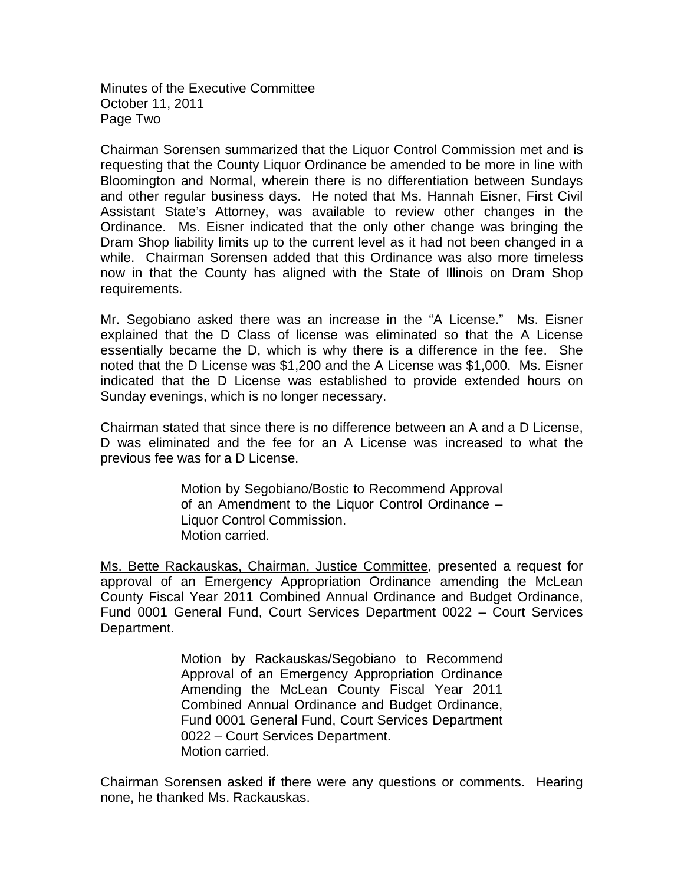Chairman Sorensen summarized that the Liquor Control Commission met and is requesting that the County Liquor Ordinance be amended to be more in line with Bloomington and Normal, wherein there is no differentiation between Sundays and other regular business days. He noted that Ms. Hannah Eisner, First Civil Assistant State's Attorney, was available to review other changes in the Ordinance. Ms. Eisner indicated that the only other change was bringing the Dram Shop liability limits up to the current level as it had not been changed in a while. Chairman Sorensen added that this Ordinance was also more timeless now in that the County has aligned with the State of Illinois on Dram Shop requirements.

Mr. Segobiano asked there was an increase in the "A License." Ms. Eisner explained that the D Class of license was eliminated so that the A License essentially became the D, which is why there is a difference in the fee. She noted that the D License was $1,200 and the A License was $1,000. Ms. Eisner indicated that the D License was established to provide extended hours on Sunday evenings, which is no longer necessary.

Chairman stated that since there is no difference between an A and a D License, D was eliminated and the fee for an A License was increased to what the previous fee was for a D License.

> Motion by Segobiano/Bostic to Recommend Approval of an Amendment to the Liquor Control Ordinance – Liquor Control Commission.
> Motion carried.

<u>Ms. Bette Rackauskas, Chairman, Justice Committee</u>, presented a request for approval of an Emergency Appropriation Ordinance amending the McLean County Fiscal Year 2011 Combined Annual Ordinance and Budget Ordinance, Fund 0001 General Fund, Court Services Department 0022 – Court Services Department.

> Motion by Rackauskas/Segobiano to Recommend Approval of an Emergency Appropriation Ordinance Amending the McLean County Fiscal Year 2011 Combined Annual Ordinance and Budget Ordinance, Fund 0001 General Fund, Court Services Department 0022 – Court Services Department.
> Motion carried.

Chairman Sorensen asked if there were any questions or comments. Hearing none, he thanked Ms. Rackauskas.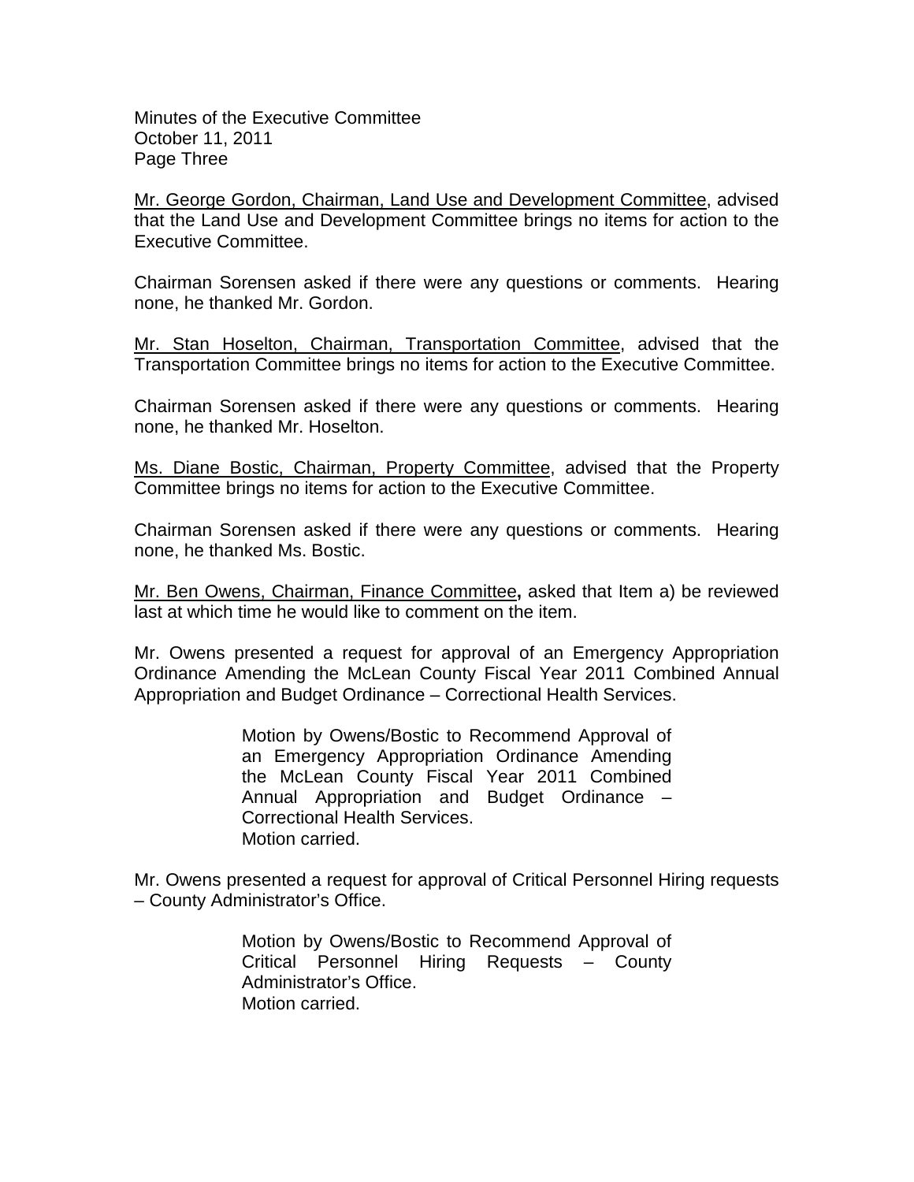<u>Mr. George Gordon, Chairman, Land Use and Development Committee</u>, advised that the Land Use and Development Committee brings no items for action to the Executive Committee.

Chairman Sorensen asked if there were any questions or comments. Hearing none, he thanked Mr. Gordon.

<u>Mr. Stan Hoselton, Chairman, Transportation Committee</u>, advised that the Transportation Committee brings no items for action to the Executive Committee.

Chairman Sorensen asked if there were any questions or comments. Hearing none, he thanked Mr. Hoselton.

<u>Ms. Diane Bostic, Chairman, Property Committee</u>, advised that the Property Committee brings no items for action to the Executive Committee.

Chairman Sorensen asked if there were any questions or comments. Hearing none, he thanked Ms. Bostic.

<u>Mr. Ben Owens, Chairman, Finance Committee</u>**,** asked that Item a) be reviewed last at which time he would like to comment on the item.

Mr. Owens presented a request for approval of an Emergency Appropriation Ordinance Amending the McLean County Fiscal Year 2011 Combined Annual Appropriation and Budget Ordinance – Correctional Health Services.

> Motion by Owens/Bostic to Recommend Approval of an Emergency Appropriation Ordinance Amending the McLean County Fiscal Year 2011 Combined Annual Appropriation and Budget Ordinance – Correctional Health Services.
> Motion carried.

Mr. Owens presented a request for approval of Critical Personnel Hiring requests – County Administrator's Office.

> Motion by Owens/Bostic to Recommend Approval of Critical Personnel Hiring Requests – County Administrator's Office.
> Motion carried.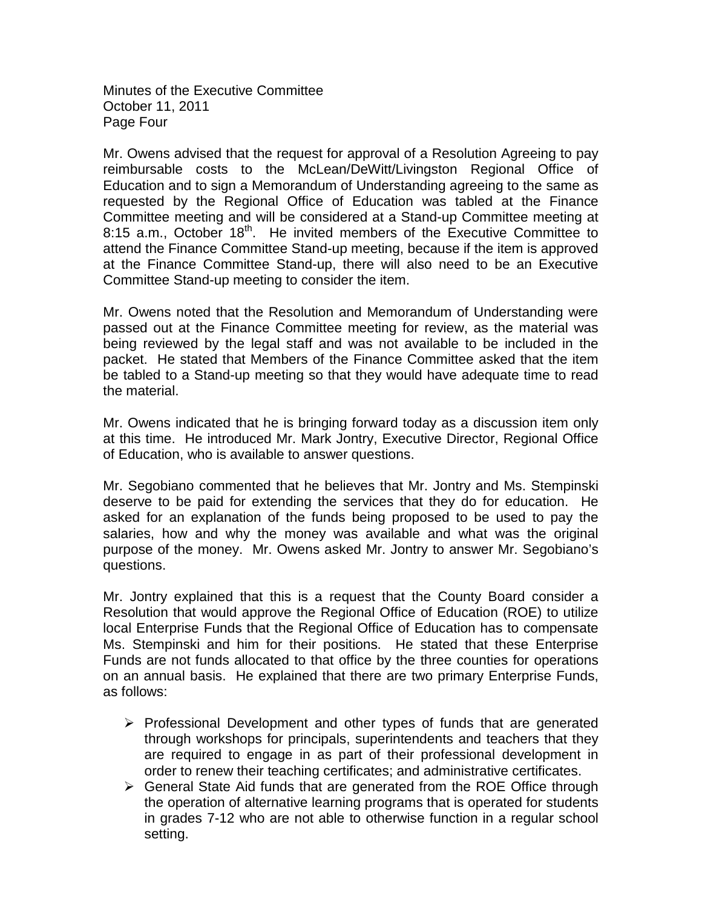Mr. Owens advised that the request for approval of a Resolution Agreeing to pay reimbursable costs to the McLean/DeWitt/Livingston Regional Office of Education and to sign a Memorandum of Understanding agreeing to the same as requested by the Regional Office of Education was tabled at the Finance Committee meeting and will be considered at a Stand-up Committee meeting at 8:15 a.m., October 18th. He invited members of the Executive Committee to attend the Finance Committee Stand-up meeting, because if the item is approved at the Finance Committee Stand-up, there will also need to be an Executive Committee Stand-up meeting to consider the item.

Mr. Owens noted that the Resolution and Memorandum of Understanding were passed out at the Finance Committee meeting for review, as the material was being reviewed by the legal staff and was not available to be included in the packet. He stated that Members of the Finance Committee asked that the item be tabled to a Stand-up meeting so that they would have adequate time to read the material.

Mr. Owens indicated that he is bringing forward today as a discussion item only at this time. He introduced Mr. Mark Jontry, Executive Director, Regional Office of Education, who is available to answer questions.

Mr. Segobiano commented that he believes that Mr. Jontry and Ms. Stempinski deserve to be paid for extending the services that they do for education. He asked for an explanation of the funds being proposed to be used to pay the salaries, how and why the money was available and what was the original purpose of the money. Mr. Owens asked Mr. Jontry to answer Mr. Segobiano's questions.

Mr. Jontry explained that this is a request that the County Board consider a Resolution that would approve the Regional Office of Education (ROE) to utilize local Enterprise Funds that the Regional Office of Education has to compensate Ms. Stempinski and him for their positions. He stated that these Enterprise Funds are not funds allocated to that office by the three counties for operations on an annual basis. He explained that there are two primary Enterprise Funds, as follows:

- Professional Development and other types of funds that are generated through workshops for principals, superintendents and teachers that they are required to engage in as part of their professional development in order to renew their teaching certificates; and administrative certificates.
- General State Aid funds that are generated from the ROE Office through the operation of alternative learning programs that is operated for students in grades 7-12 who are not able to otherwise function in a regular school setting.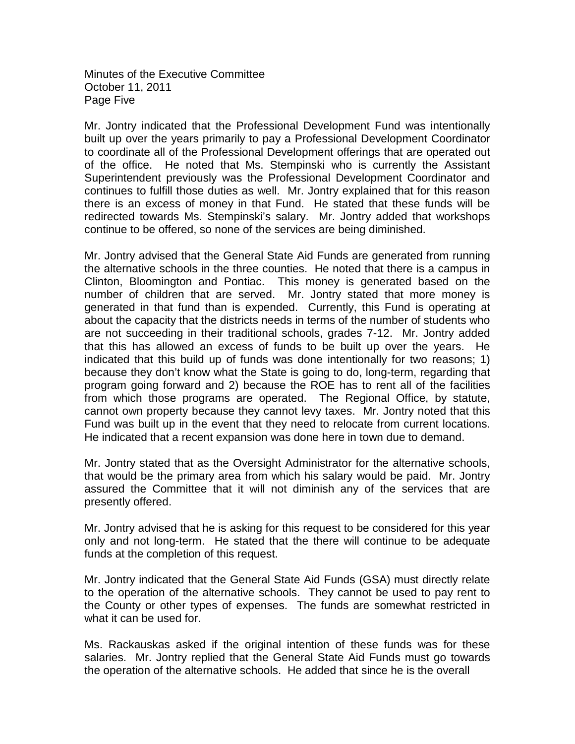Mr. Jontry indicated that the Professional Development Fund was intentionally built up over the years primarily to pay a Professional Development Coordinator to coordinate all of the Professional Development offerings that are operated out of the office. He noted that Ms. Stempinski who is currently the Assistant Superintendent previously was the Professional Development Coordinator and continues to fulfill those duties as well. Mr. Jontry explained that for this reason there is an excess of money in that Fund. He stated that these funds will be redirected towards Ms. Stempinski's salary. Mr. Jontry added that workshops continue to be offered, so none of the services are being diminished.

Mr. Jontry advised that the General State Aid Funds are generated from running the alternative schools in the three counties. He noted that there is a campus in Clinton, Bloomington and Pontiac. This money is generated based on the number of children that are served. Mr. Jontry stated that more money is generated in that fund than is expended. Currently, this Fund is operating at about the capacity that the districts needs in terms of the number of students who are not succeeding in their traditional schools, grades 7-12. Mr. Jontry added that this has allowed an excess of funds to be built up over the years. He indicated that this build up of funds was done intentionally for two reasons; 1) because they don't know what the State is going to do, long-term, regarding that program going forward and 2) because the ROE has to rent all of the facilities from which those programs are operated. The Regional Office, by statute, cannot own property because they cannot levy taxes. Mr. Jontry noted that this Fund was built up in the event that they need to relocate from current locations. He indicated that a recent expansion was done here in town due to demand.

Mr. Jontry stated that as the Oversight Administrator for the alternative schools, that would be the primary area from which his salary would be paid. Mr. Jontry assured the Committee that it will not diminish any of the services that are presently offered.

Mr. Jontry advised that he is asking for this request to be considered for this year only and not long-term. He stated that the there will continue to be adequate funds at the completion of this request.

Mr. Jontry indicated that the General State Aid Funds (GSA) must directly relate to the operation of the alternative schools. They cannot be used to pay rent to the County or other types of expenses. The funds are somewhat restricted in what it can be used for.

Ms. Rackauskas asked if the original intention of these funds was for these salaries. Mr. Jontry replied that the General State Aid Funds must go towards the operation of the alternative schools. He added that since he is the overall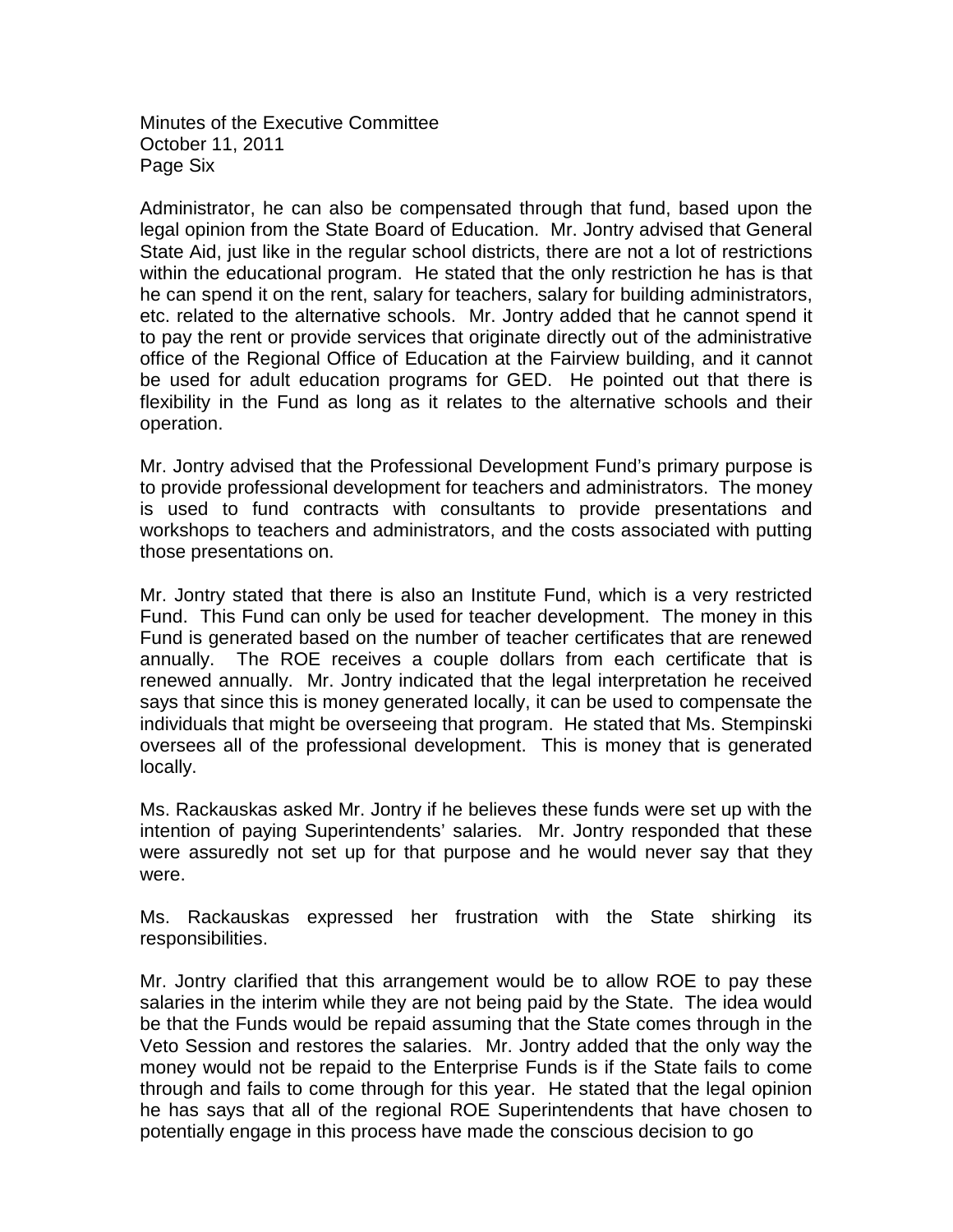Administrator, he can also be compensated through that fund, based upon the legal opinion from the State Board of Education. Mr. Jontry advised that General State Aid, just like in the regular school districts, there are not a lot of restrictions within the educational program. He stated that the only restriction he has is that he can spend it on the rent, salary for teachers, salary for building administrators, etc. related to the alternative schools. Mr. Jontry added that he cannot spend it to pay the rent or provide services that originate directly out of the administrative office of the Regional Office of Education at the Fairview building, and it cannot be used for adult education programs for GED. He pointed out that there is flexibility in the Fund as long as it relates to the alternative schools and their operation.

Mr. Jontry advised that the Professional Development Fund's primary purpose is to provide professional development for teachers and administrators. The money is used to fund contracts with consultants to provide presentations and workshops to teachers and administrators, and the costs associated with putting those presentations on.

Mr. Jontry stated that there is also an Institute Fund, which is a very restricted Fund. This Fund can only be used for teacher development. The money in this Fund is generated based on the number of teacher certificates that are renewed annually. The ROE receives a couple dollars from each certificate that is renewed annually. Mr. Jontry indicated that the legal interpretation he received says that since this is money generated locally, it can be used to compensate the individuals that might be overseeing that program. He stated that Ms. Stempinski oversees all of the professional development. This is money that is generated locally.

Ms. Rackauskas asked Mr. Jontry if he believes these funds were set up with the intention of paying Superintendents' salaries. Mr. Jontry responded that these were assuredly not set up for that purpose and he would never say that they were.

Ms. Rackauskas expressed her frustration with the State shirking its responsibilities.

Mr. Jontry clarified that this arrangement would be to allow ROE to pay these salaries in the interim while they are not being paid by the State. The idea would be that the Funds would be repaid assuming that the State comes through in the Veto Session and restores the salaries. Mr. Jontry added that the only way the money would not be repaid to the Enterprise Funds is if the State fails to come through and fails to come through for this year. He stated that the legal opinion he has says that all of the regional ROE Superintendents that have chosen to potentially engage in this process have made the conscious decision to go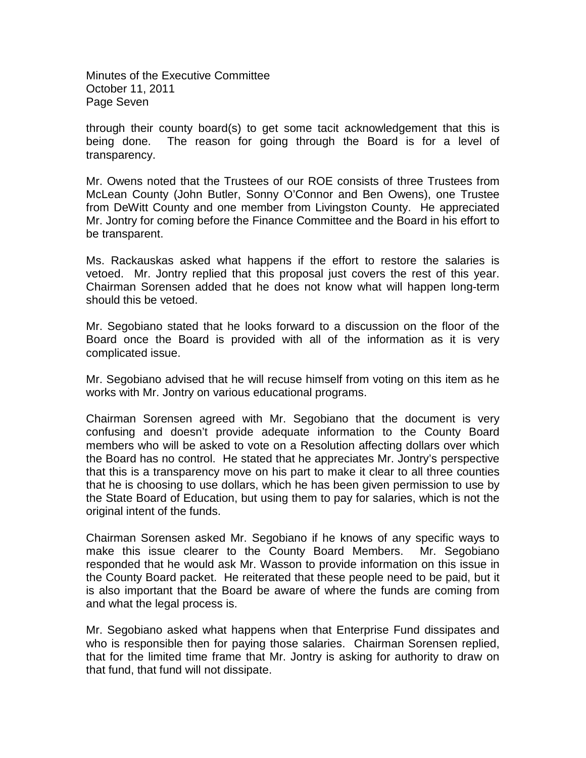through their county board(s) to get some tacit acknowledgement that this is being done. The reason for going through the Board is for a level of transparency.

Mr. Owens noted that the Trustees of our ROE consists of three Trustees from McLean County (John Butler, Sonny O'Connor and Ben Owens), one Trustee from DeWitt County and one member from Livingston County. He appreciated Mr. Jontry for coming before the Finance Committee and the Board in his effort to be transparent.

Ms. Rackauskas asked what happens if the effort to restore the salaries is vetoed. Mr. Jontry replied that this proposal just covers the rest of this year. Chairman Sorensen added that he does not know what will happen long-term should this be vetoed.

Mr. Segobiano stated that he looks forward to a discussion on the floor of the Board once the Board is provided with all of the information as it is very complicated issue.

Mr. Segobiano advised that he will recuse himself from voting on this item as he works with Mr. Jontry on various educational programs.

Chairman Sorensen agreed with Mr. Segobiano that the document is very confusing and doesn't provide adequate information to the County Board members who will be asked to vote on a Resolution affecting dollars over which the Board has no control. He stated that he appreciates Mr. Jontry's perspective that this is a transparency move on his part to make it clear to all three counties that he is choosing to use dollars, which he has been given permission to use by the State Board of Education, but using them to pay for salaries, which is not the original intent of the funds.

Chairman Sorensen asked Mr. Segobiano if he knows of any specific ways to make this issue clearer to the County Board Members. Mr. Segobiano responded that he would ask Mr. Wasson to provide information on this issue in the County Board packet. He reiterated that these people need to be paid, but it is also important that the Board be aware of where the funds are coming from and what the legal process is.

Mr. Segobiano asked what happens when that Enterprise Fund dissipates and who is responsible then for paying those salaries. Chairman Sorensen replied, that for the limited time frame that Mr. Jontry is asking for authority to draw on that fund, that fund will not dissipate.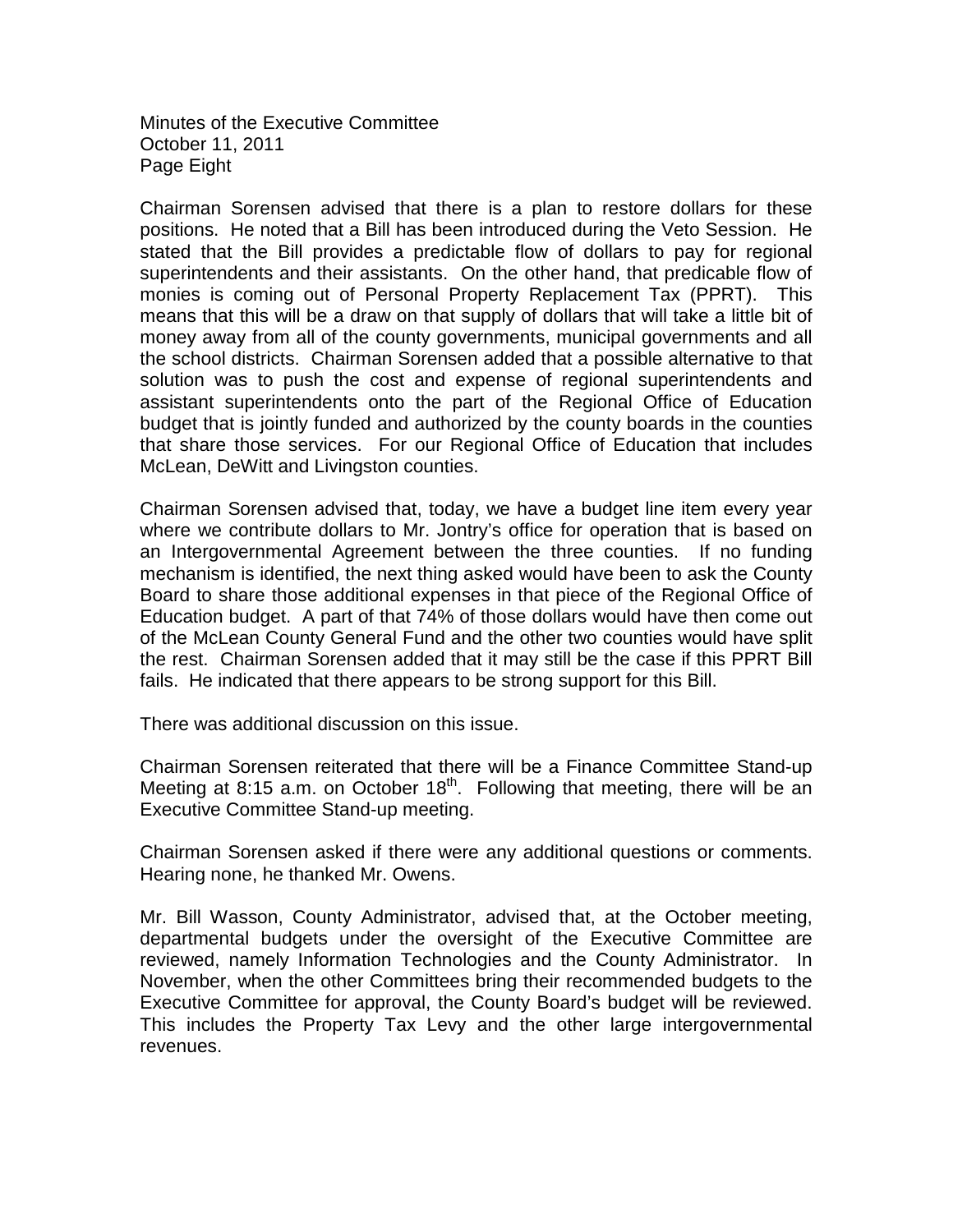Chairman Sorensen advised that there is a plan to restore dollars for these positions. He noted that a Bill has been introduced during the Veto Session. He stated that the Bill provides a predictable flow of dollars to pay for regional superintendents and their assistants. On the other hand, that predicable flow of monies is coming out of Personal Property Replacement Tax (PPRT). This means that this will be a draw on that supply of dollars that will take a little bit of money away from all of the county governments, municipal governments and all the school districts. Chairman Sorensen added that a possible alternative to that solution was to push the cost and expense of regional superintendents and assistant superintendents onto the part of the Regional Office of Education budget that is jointly funded and authorized by the county boards in the counties that share those services. For our Regional Office of Education that includes McLean, DeWitt and Livingston counties.

Chairman Sorensen advised that, today, we have a budget line item every year where we contribute dollars to Mr. Jontry's office for operation that is based on an Intergovernmental Agreement between the three counties. If no funding mechanism is identified, the next thing asked would have been to ask the County Board to share those additional expenses in that piece of the Regional Office of Education budget. A part of that 74% of those dollars would have then come out of the McLean County General Fund and the other two counties would have split the rest. Chairman Sorensen added that it may still be the case if this PPRT Bill fails. He indicated that there appears to be strong support for this Bill.

There was additional discussion on this issue.

Chairman Sorensen reiterated that there will be a Finance Committee Stand-up Meeting at 8:15 a.m. on October 18th. Following that meeting, there will be an Executive Committee Stand-up meeting.

Chairman Sorensen asked if there were any additional questions or comments. Hearing none, he thanked Mr. Owens.

Mr. Bill Wasson, County Administrator, advised that, at the October meeting, departmental budgets under the oversight of the Executive Committee are reviewed, namely Information Technologies and the County Administrator. In November, when the other Committees bring their recommended budgets to the Executive Committee for approval, the County Board's budget will be reviewed. This includes the Property Tax Levy and the other large intergovernmental revenues.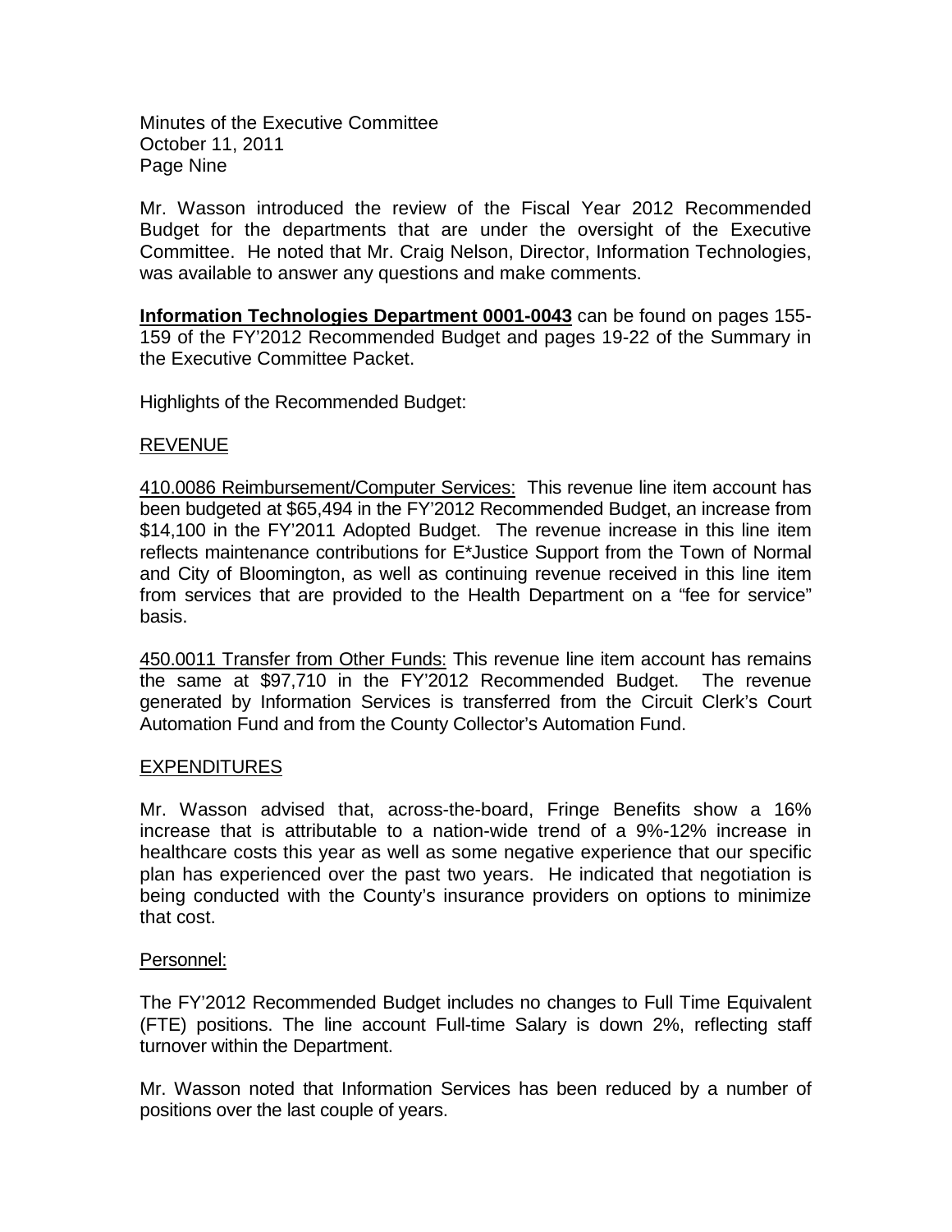Minutes of the Executive Committee
October 11, 2011
Page Nine

Mr. Wasson introduced the review of the Fiscal Year 2012 Recommended Budget for the departments that are under the oversight of the Executive Committee. He noted that Mr. Craig Nelson, Director, Information Technologies, was available to answer any questions and make comments.

**Information Technologies Department 0001-0043** can be found on pages 155-159 of the FY'2012 Recommended Budget and pages 19-22 of the Summary in the Executive Committee Packet.

Highlights of the Recommended Budget:

REVENUE

410.0086 Reimbursement/Computer Services: This revenue line item account has been budgeted at $65,494 in the FY'2012 Recommended Budget, an increase from $14,100 in the FY'2011 Adopted Budget. The revenue increase in this line item reflects maintenance contributions for E*Justice Support from the Town of Normal and City of Bloomington, as well as continuing revenue received in this line item from services that are provided to the Health Department on a "fee for service" basis.

450.0011 Transfer from Other Funds: This revenue line item account has remains the same at $97,710 in the FY'2012 Recommended Budget. The revenue generated by Information Services is transferred from the Circuit Clerk's Court Automation Fund and from the County Collector's Automation Fund.

EXPENDITURES

Mr. Wasson advised that, across-the-board, Fringe Benefits show a 16% increase that is attributable to a nation-wide trend of a 9%-12% increase in healthcare costs this year as well as some negative experience that our specific plan has experienced over the past two years. He indicated that negotiation is being conducted with the County's insurance providers on options to minimize that cost.

Personnel:

The FY'2012 Recommended Budget includes no changes to Full Time Equivalent (FTE) positions. The line account Full-time Salary is down 2%, reflecting staff turnover within the Department.

Mr. Wasson noted that Information Services has been reduced by a number of positions over the last couple of years.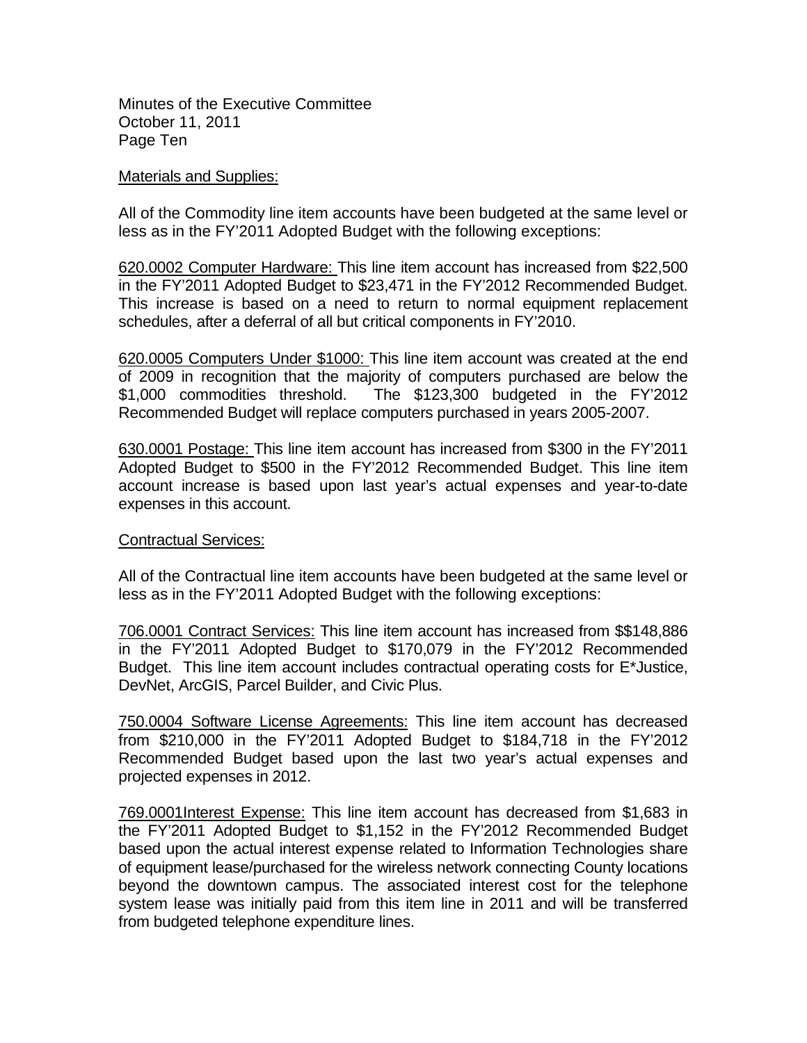Minutes of the Executive Committee
October 11, 2011
Page Ten

Materials and Supplies:

All of the Commodity line item accounts have been budgeted at the same level or less as in the FY'2011 Adopted Budget with the following exceptions:

620.0002 Computer Hardware: This line item account has increased from $22,500 in the FY'2011 Adopted Budget to $23,471 in the FY'2012 Recommended Budget. This increase is based on a need to return to normal equipment replacement schedules, after a deferral of all but critical components in FY'2010.

620.0005 Computers Under $1000: This line item account was created at the end of 2009 in recognition that the majority of computers purchased are below the $1,000 commodities threshold. The $123,300 budgeted in the FY'2012 Recommended Budget will replace computers purchased in years 2005-2007.

630.0001 Postage: This line item account has increased from $300 in the FY'2011 Adopted Budget to $500 in the FY'2012 Recommended Budget. This line item account increase is based upon last year's actual expenses and year-to-date expenses in this account.

Contractual Services:

All of the Contractual line item accounts have been budgeted at the same level or less as in the FY'2011 Adopted Budget with the following exceptions:

706.0001 Contract Services: This line item account has increased from $$148,886 in the FY'2011 Adopted Budget to $170,079 in the FY'2012 Recommended Budget. This line item account includes contractual operating costs for E*Justice, DevNet, ArcGIS, Parcel Builder, and Civic Plus.

750.0004 Software License Agreements: This line item account has decreased from $210,000 in the FY'2011 Adopted Budget to $184,718 in the FY'2012 Recommended Budget based upon the last two year's actual expenses and projected expenses in 2012.

769.0001Interest Expense: This line item account has decreased from $1,683 in the FY'2011 Adopted Budget to $1,152 in the FY'2012 Recommended Budget based upon the actual interest expense related to Information Technologies share of equipment lease/purchased for the wireless network connecting County locations beyond the downtown campus. The associated interest cost for the telephone system lease was initially paid from this item line in 2011 and will be transferred from budgeted telephone expenditure lines.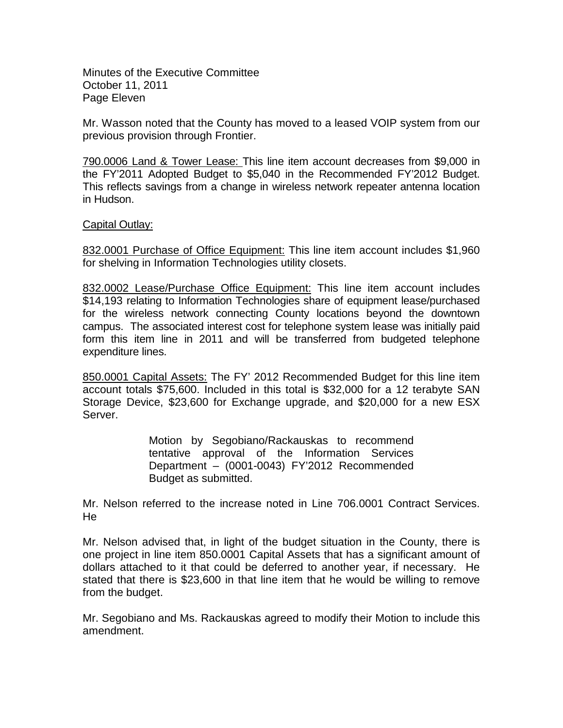Mr. Wasson noted that the County has moved to a leased VOIP system from our previous provision through Frontier.

790.0006 Land & Tower Lease: This line item account decreases from $9,000 in the FY'2011 Adopted Budget to $5,040 in the Recommended FY'2012 Budget. This reflects savings from a change in wireless network repeater antenna location in Hudson.

Capital Outlay:

832.0001 Purchase of Office Equipment: This line item account includes $1,960 for shelving in Information Technologies utility closets.

832.0002 Lease/Purchase Office Equipment: This line item account includes $14,193 relating to Information Technologies share of equipment lease/purchased for the wireless network connecting County locations beyond the downtown campus. The associated interest cost for telephone system lease was initially paid form this item line in 2011 and will be transferred from budgeted telephone expenditure lines.

850.0001 Capital Assets: The FY' 2012 Recommended Budget for this line item account totals $75,600. Included in this total is $32,000 for a 12 terabyte SAN Storage Device, $23,600 for Exchange upgrade, and $20,000 for a new ESX Server.

> Motion by Segobiano/Rackauskas to recommend tentative approval of the Information Services Department – (0001-0043) FY'2012 Recommended Budget as submitted.

Mr. Nelson referred to the increase noted in Line 706.0001 Contract Services. He

Mr. Nelson advised that, in light of the budget situation in the County, there is one project in line item 850.0001 Capital Assets that has a significant amount of dollars attached to it that could be deferred to another year, if necessary. He stated that there is $23,600 in that line item that he would be willing to remove from the budget.

Mr. Segobiano and Ms. Rackauskas agreed to modify their Motion to include this amendment.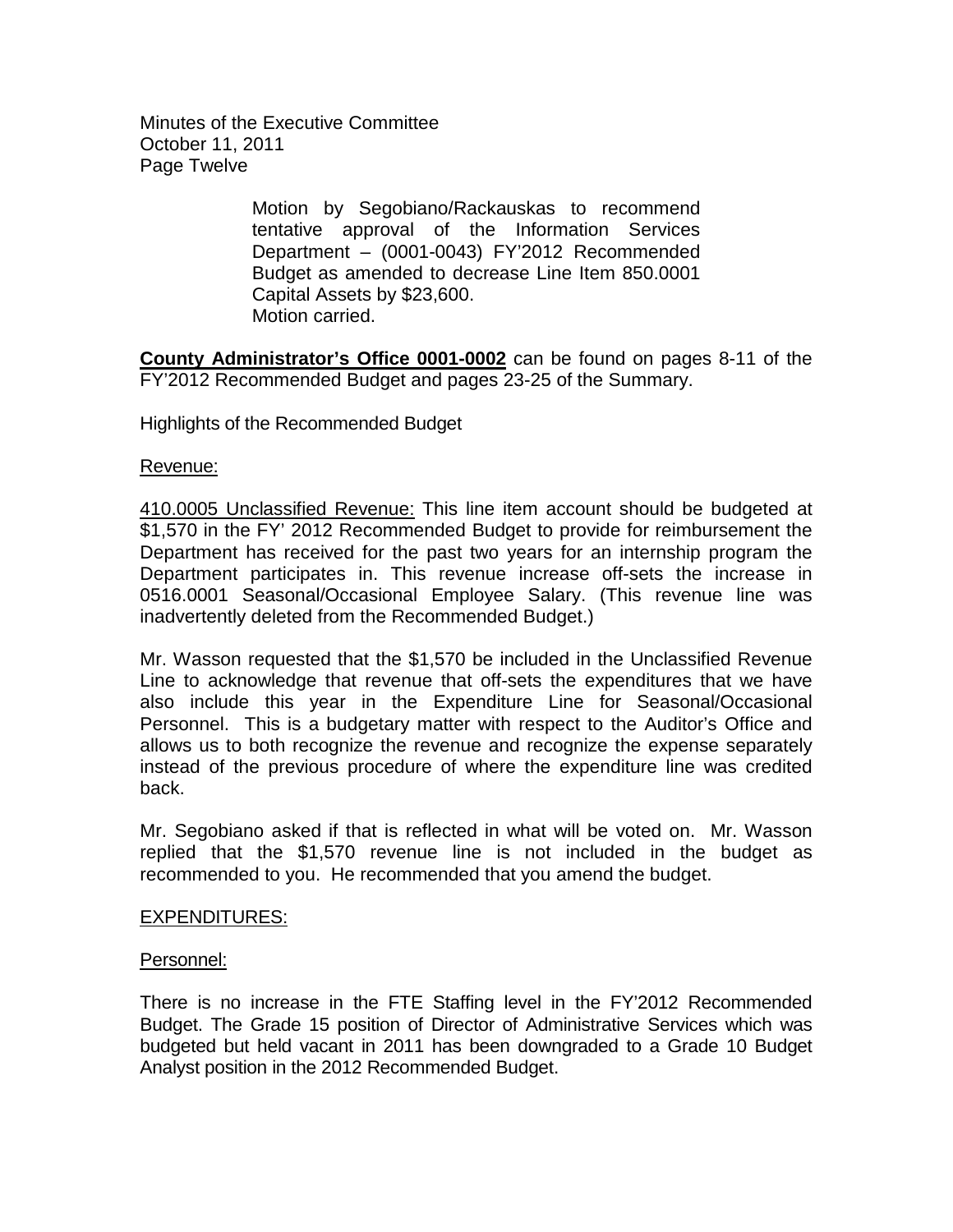> Motion by Segobiano/Rackauskas to recommend tentative approval of the Information Services Department – (0001-0043) FY'2012 Recommended Budget as amended to decrease Line Item 850.0001 Capital Assets by $23,600.
> Motion carried.

**<u>County Administrator's Office 0001-0002</u>** can be found on pages 8-11 of the FY'2012 Recommended Budget and pages 23-25 of the Summary.

Highlights of the Recommended Budget

<u>Revenue:</u>

<u>410.0005 Unclassified Revenue:</u> This line item account should be budgeted at $1,570 in the FY' 2012 Recommended Budget to provide for reimbursement the Department has received for the past two years for an internship program the Department participates in. This revenue increase off-sets the increase in 0516.0001 Seasonal/Occasional Employee Salary. (This revenue line was inadvertently deleted from the Recommended Budget.)

Mr. Wasson requested that the $1,570 be included in the Unclassified Revenue Line to acknowledge that revenue that off-sets the expenditures that we have also include this year in the Expenditure Line for Seasonal/Occasional Personnel. This is a budgetary matter with respect to the Auditor's Office and allows us to both recognize the revenue and recognize the expense separately instead of the previous procedure of where the expenditure line was credited back.

Mr. Segobiano asked if that is reflected in what will be voted on. Mr. Wasson replied that the $1,570 revenue line is not included in the budget as recommended to you. He recommended that you amend the budget.

<u>EXPENDITURES:</u>

<u>Personnel:</u>

There is no increase in the FTE Staffing level in the FY'2012 Recommended Budget. The Grade 15 position of Director of Administrative Services which was budgeted but held vacant in 2011 has been downgraded to a Grade 10 Budget Analyst position in the 2012 Recommended Budget.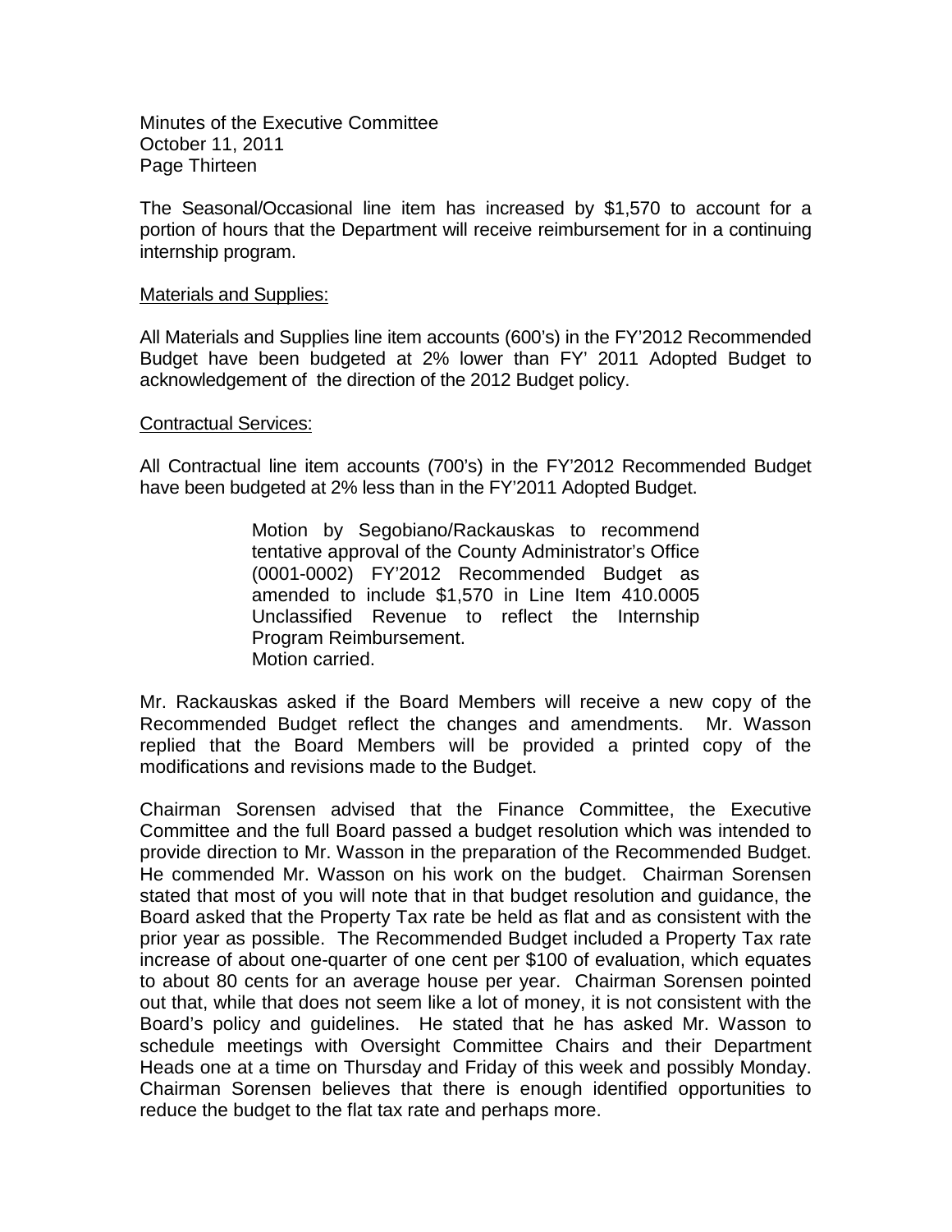The Seasonal/Occasional line item has increased by $1,570 to account for a portion of hours that the Department will receive reimbursement for in a continuing internship program.

<u>Materials and Supplies:</u>

All Materials and Supplies line item accounts (600's) in the FY'2012 Recommended Budget have been budgeted at 2% lower than FY' 2011 Adopted Budget to acknowledgement of the direction of the 2012 Budget policy.

<u>Contractual Services:</u>

All Contractual line item accounts (700's) in the FY'2012 Recommended Budget have been budgeted at 2% less than in the FY'2011 Adopted Budget.

> Motion by Segobiano/Rackauskas to recommend tentative approval of the County Administrator's Office (0001-0002) FY'2012 Recommended Budget as amended to include $1,570 in Line Item 410.0005 Unclassified Revenue to reflect the Internship Program Reimbursement.
> Motion carried.

Mr. Rackauskas asked if the Board Members will receive a new copy of the Recommended Budget reflect the changes and amendments. Mr. Wasson replied that the Board Members will be provided a printed copy of the modifications and revisions made to the Budget.

Chairman Sorensen advised that the Finance Committee, the Executive Committee and the full Board passed a budget resolution which was intended to provide direction to Mr. Wasson in the preparation of the Recommended Budget. He commended Mr. Wasson on his work on the budget. Chairman Sorensen stated that most of you will note that in that budget resolution and guidance, the Board asked that the Property Tax rate be held as flat and as consistent with the prior year as possible. The Recommended Budget included a Property Tax rate increase of about one-quarter of one cent per $100 of evaluation, which equates to about 80 cents for an average house per year. Chairman Sorensen pointed out that, while that does not seem like a lot of money, it is not consistent with the Board's policy and guidelines. He stated that he has asked Mr. Wasson to schedule meetings with Oversight Committee Chairs and their Department Heads one at a time on Thursday and Friday of this week and possibly Monday. Chairman Sorensen believes that there is enough identified opportunities to reduce the budget to the flat tax rate and perhaps more.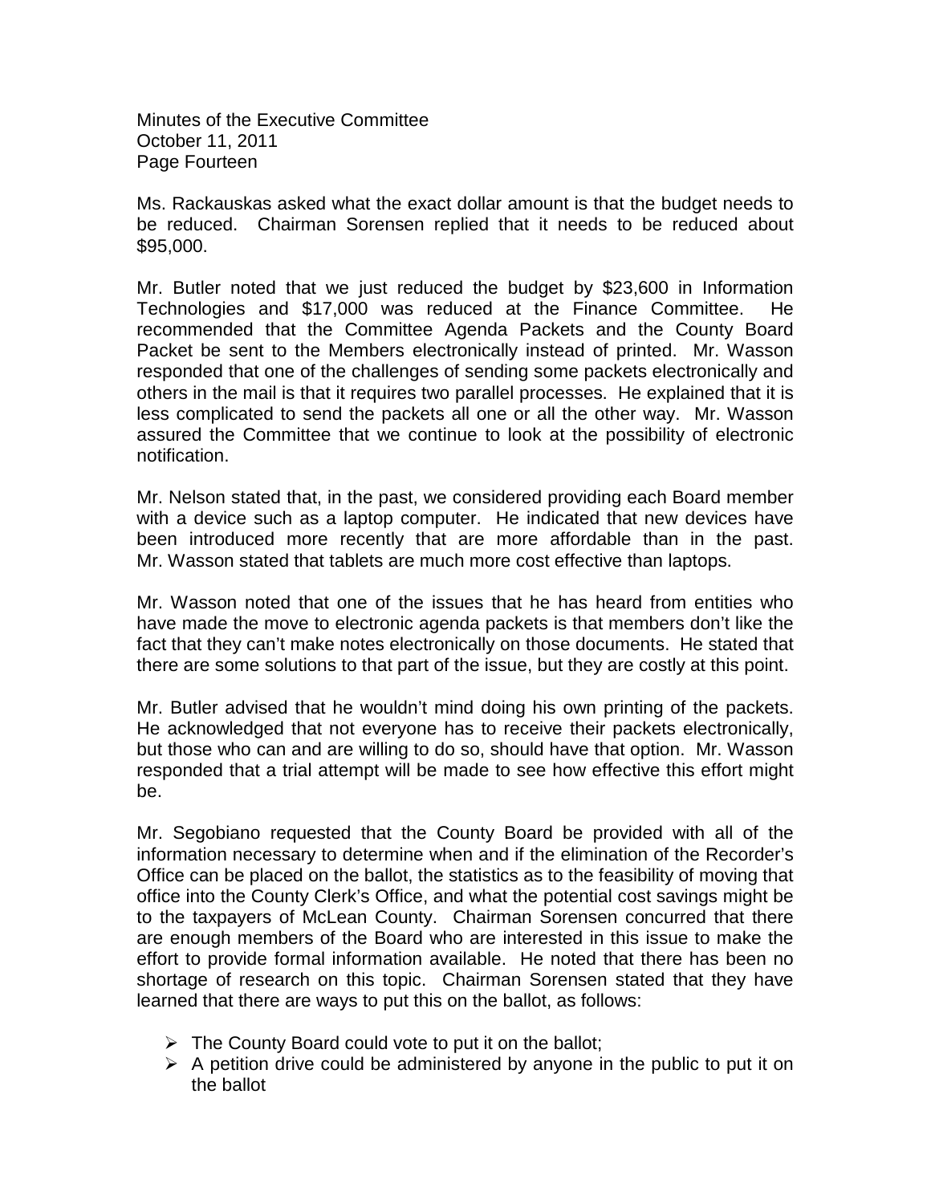Ms. Rackauskas asked what the exact dollar amount is that the budget needs to be reduced. Chairman Sorensen replied that it needs to be reduced about $95,000.

Mr. Butler noted that we just reduced the budget by $23,600 in Information Technologies and $17,000 was reduced at the Finance Committee. He recommended that the Committee Agenda Packets and the County Board Packet be sent to the Members electronically instead of printed. Mr. Wasson responded that one of the challenges of sending some packets electronically and others in the mail is that it requires two parallel processes. He explained that it is less complicated to send the packets all one or all the other way. Mr. Wasson assured the Committee that we continue to look at the possibility of electronic notification.

Mr. Nelson stated that, in the past, we considered providing each Board member with a device such as a laptop computer. He indicated that new devices have been introduced more recently that are more affordable than in the past. Mr. Wasson stated that tablets are much more cost effective than laptops.

Mr. Wasson noted that one of the issues that he has heard from entities who have made the move to electronic agenda packets is that members don't like the fact that they can't make notes electronically on those documents. He stated that there are some solutions to that part of the issue, but they are costly at this point.

Mr. Butler advised that he wouldn't mind doing his own printing of the packets. He acknowledged that not everyone has to receive their packets electronically, but those who can and are willing to do so, should have that option. Mr. Wasson responded that a trial attempt will be made to see how effective this effort might be.

Mr. Segobiano requested that the County Board be provided with all of the information necessary to determine when and if the elimination of the Recorder's Office can be placed on the ballot, the statistics as to the feasibility of moving that office into the County Clerk's Office, and what the potential cost savings might be to the taxpayers of McLean County. Chairman Sorensen concurred that there are enough members of the Board who are interested in this issue to make the effort to provide formal information available. He noted that there has been no shortage of research on this topic. Chairman Sorensen stated that they have learned that there are ways to put this on the ballot, as follows:

- The County Board could vote to put it on the ballot;
- A petition drive could be administered by anyone in the public to put it on the ballot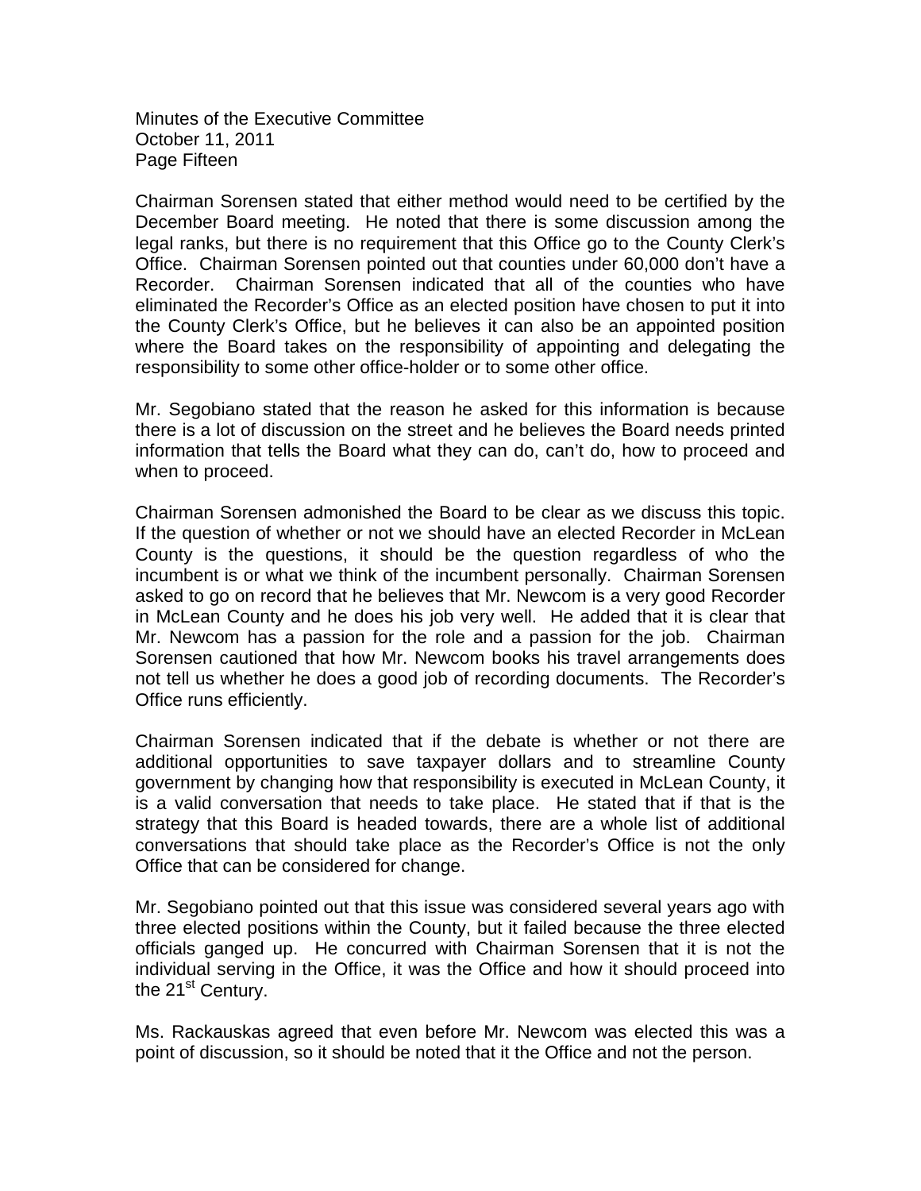Chairman Sorensen stated that either method would need to be certified by the December Board meeting. He noted that there is some discussion among the legal ranks, but there is no requirement that this Office go to the County Clerk's Office. Chairman Sorensen pointed out that counties under 60,000 don't have a Recorder. Chairman Sorensen indicated that all of the counties who have eliminated the Recorder's Office as an elected position have chosen to put it into the County Clerk's Office, but he believes it can also be an appointed position where the Board takes on the responsibility of appointing and delegating the responsibility to some other office-holder or to some other office.

Mr. Segobiano stated that the reason he asked for this information is because there is a lot of discussion on the street and he believes the Board needs printed information that tells the Board what they can do, can't do, how to proceed and when to proceed.

Chairman Sorensen admonished the Board to be clear as we discuss this topic. If the question of whether or not we should have an elected Recorder in McLean County is the questions, it should be the question regardless of who the incumbent is or what we think of the incumbent personally. Chairman Sorensen asked to go on record that he believes that Mr. Newcom is a very good Recorder in McLean County and he does his job very well. He added that it is clear that Mr. Newcom has a passion for the role and a passion for the job. Chairman Sorensen cautioned that how Mr. Newcom books his travel arrangements does not tell us whether he does a good job of recording documents. The Recorder's Office runs efficiently.

Chairman Sorensen indicated that if the debate is whether or not there are additional opportunities to save taxpayer dollars and to streamline County government by changing how that responsibility is executed in McLean County, it is a valid conversation that needs to take place. He stated that if that is the strategy that this Board is headed towards, there are a whole list of additional conversations that should take place as the Recorder's Office is not the only Office that can be considered for change.

Mr. Segobiano pointed out that this issue was considered several years ago with three elected positions within the County, but it failed because the three elected officials ganged up. He concurred with Chairman Sorensen that it is not the individual serving in the Office, it was the Office and how it should proceed into the 21st Century.

Ms. Rackauskas agreed that even before Mr. Newcom was elected this was a point of discussion, so it should be noted that it the Office and not the person.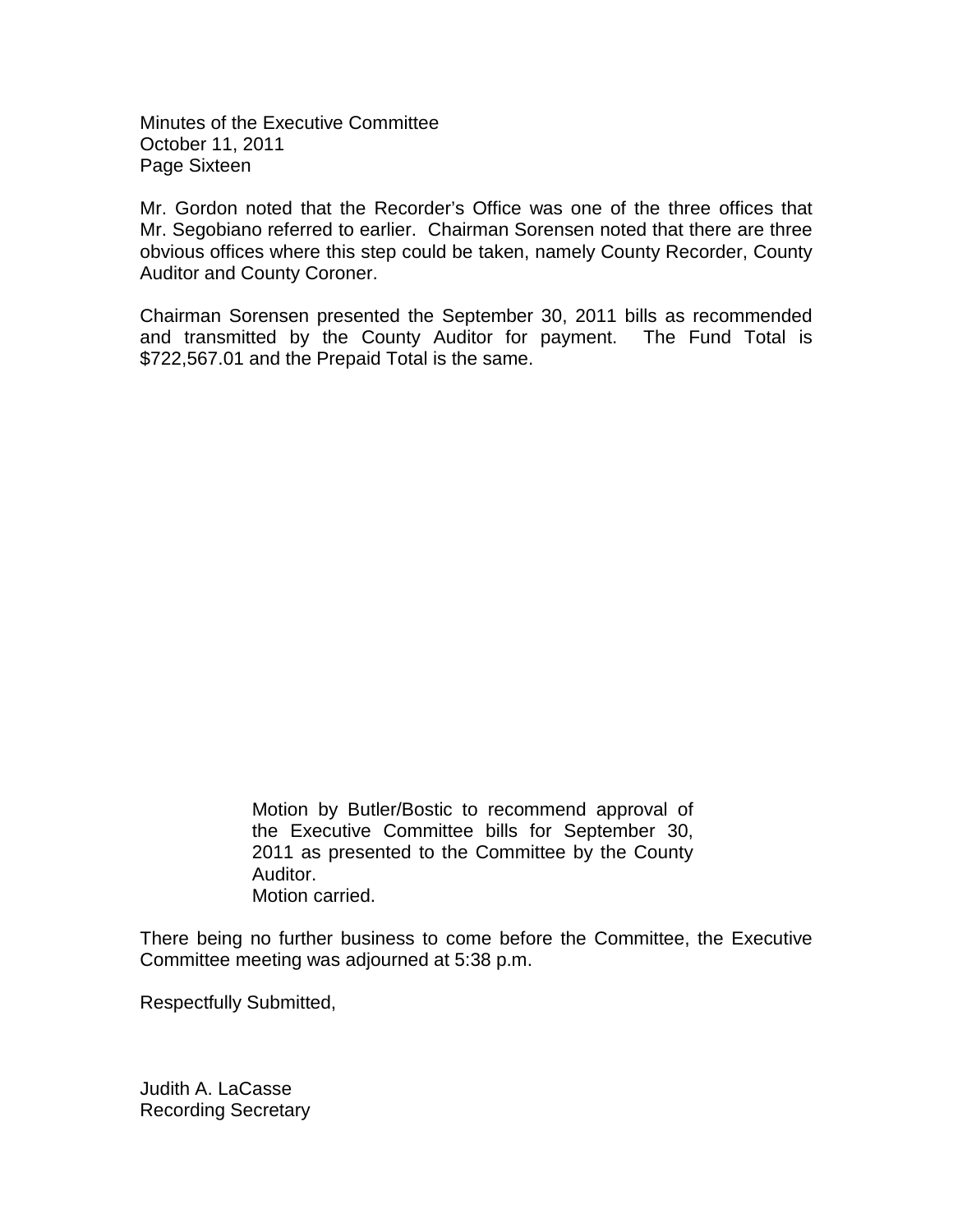Mr. Gordon noted that the Recorder's Office was one of the three offices that Mr. Segobiano referred to earlier. Chairman Sorensen noted that there are three obvious offices where this step could be taken, namely County Recorder, County Auditor and County Coroner.

Chairman Sorensen presented the September 30, 2011 bills as recommended and transmitted by the County Auditor for payment. The Fund Total is $722,567.01 and the Prepaid Total is the same.

> Motion by Butler/Bostic to recommend approval of the Executive Committee bills for September 30, 2011 as presented to the Committee by the County Auditor.
> Motion carried.

There being no further business to come before the Committee, the Executive Committee meeting was adjourned at 5:38 p.m.

Respectfully Submitted,

Judith A. LaCasse
Recording Secretary